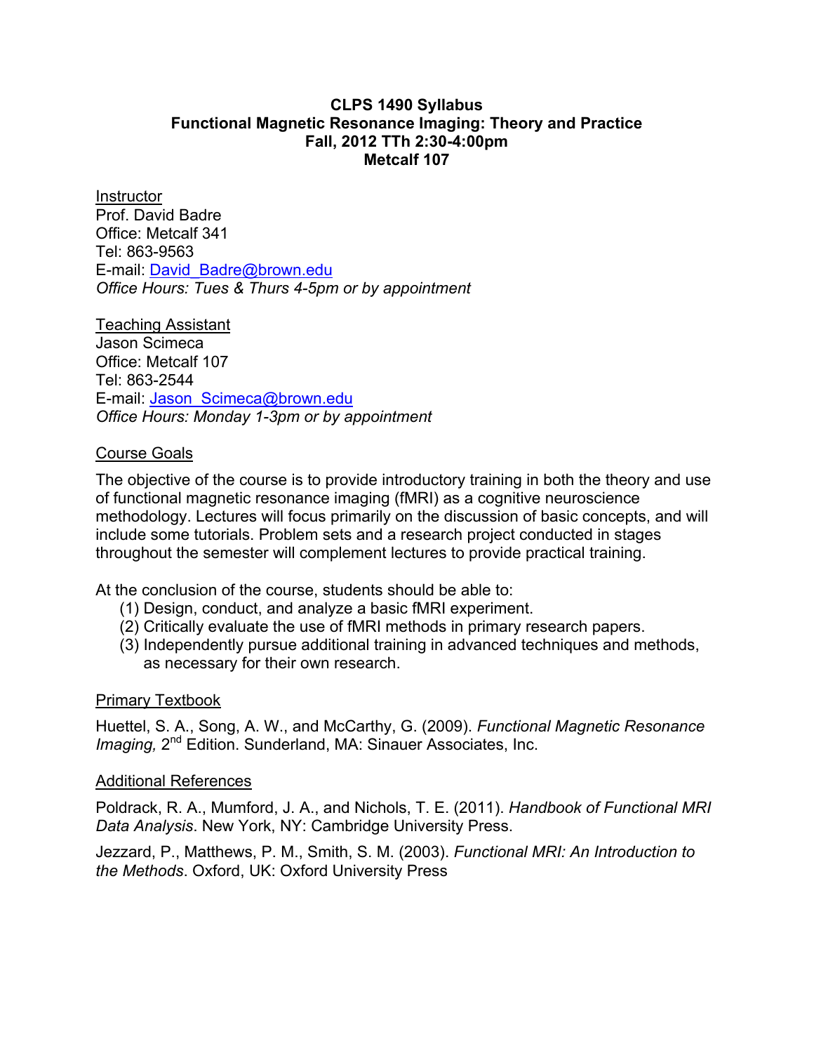# CLPS 1490 Syllabus
## Functional Magnetic Resonance Imaging: Theory and Practice
**Fall, 2012 TTh 2:30-4:00pm**
**Metcalf 107**

Instructor
Prof. David Badre
Office: Metcalf 341
Tel: 863-9563
E-mail: David_Badre@brown.edu
*Office Hours: Tues & Thurs 4-5pm or by appointment*

Teaching Assistant
Jason Scimeca
Office: Metcalf 107
Tel: 863-2544
E-mail: Jason_Scimeca@brown.edu
*Office Hours: Monday 1-3pm or by appointment*

### Course Goals

The objective of the course is to provide introductory training in both the theory and use of functional magnetic resonance imaging (fMRI) as a cognitive neuroscience methodology. Lectures will focus primarily on the discussion of basic concepts, and will include some tutorials. Problem sets and a research project conducted in stages throughout the semester will complement lectures to provide practical training.

At the conclusion of the course, students should be able to:

(1) Design, conduct, and analyze a basic fMRI experiment.
(2) Critically evaluate the use of fMRI methods in primary research papers.
(3) Independently pursue additional training in advanced techniques and methods, as necessary for their own research.

### Primary Textbook

Huettel, S. A., Song, A. W., and McCarthy, G. (2009). *Functional Magnetic Resonance Imaging,* 2nd Edition. Sunderland, MA: Sinauer Associates, Inc.

### Additional References

Poldrack, R. A., Mumford, J. A., and Nichols, T. E. (2011). *Handbook of Functional MRI Data Analysis*. New York, NY: Cambridge University Press.

Jezzard, P., Matthews, P. M., Smith, S. M. (2003). *Functional MRI: An Introduction to the Methods*. Oxford, UK: Oxford University Press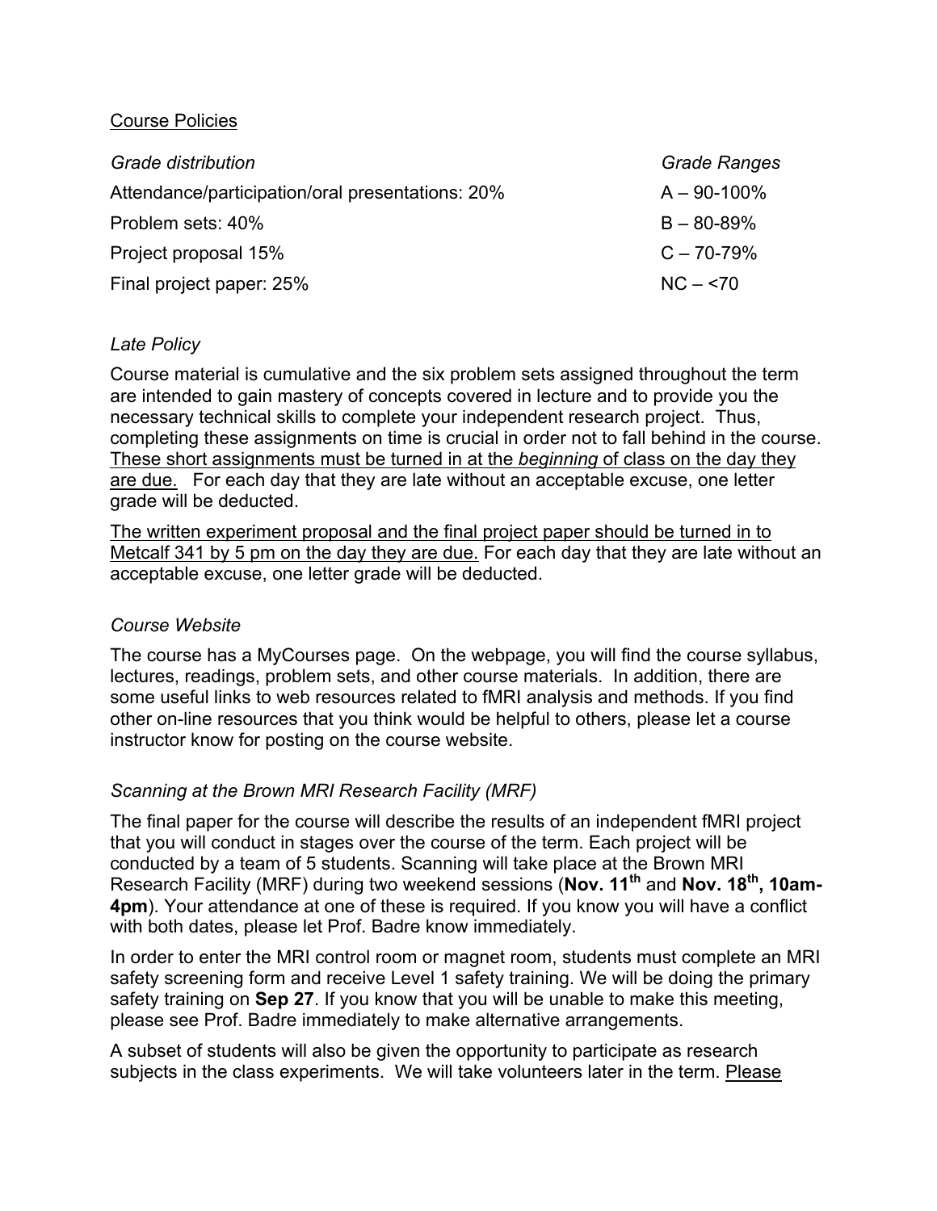<u>Course Policies</u>

| *Grade distribution* | *Grade Ranges* |
| --- | --- |
| Attendance/participation/oral presentations: 20% | A – 90-100% |
| Problem sets: 40% | B – 80-89% |
| Project proposal 15% | C – 70-79% |
| Final project paper: 25% | NC – <70 |

*Late Policy*

Course material is cumulative and the six problem sets assigned throughout the term are intended to gain mastery of concepts covered in lecture and to provide you the necessary technical skills to complete your independent research project. Thus, completing these assignments on time is crucial in order not to fall behind in the course. <u>These short assignments must be turned in at the *beginning* of class on the day they are due.</u> For each day that they are late without an acceptable excuse, one letter grade will be deducted.

<u>The written experiment proposal and the final project paper should be turned in to Metcalf 341 by 5 pm on the day they are due.</u> For each day that they are late without an acceptable excuse, one letter grade will be deducted.

*Course Website*

The course has a MyCourses page. On the webpage, you will find the course syllabus, lectures, readings, problem sets, and other course materials. In addition, there are some useful links to web resources related to fMRI analysis and methods. If you find other on-line resources that you think would be helpful to others, please let a course instructor know for posting on the course website.

*Scanning at the Brown MRI Research Facility (MRF)*

The final paper for the course will describe the results of an independent fMRI project that you will conduct in stages over the course of the term. Each project will be conducted by a team of 5 students. Scanning will take place at the Brown MRI Research Facility (MRF) during two weekend sessions (**Nov. 11th** and **Nov. 18th, 10am-4pm**). Your attendance at one of these is required. If you know you will have a conflict with both dates, please let Prof. Badre know immediately.

In order to enter the MRI control room or magnet room, students must complete an MRI safety screening form and receive Level 1 safety training. We will be doing the primary safety training on **Sep 27**. If you know that you will be unable to make this meeting, please see Prof. Badre immediately to make alternative arrangements.

A subset of students will also be given the opportunity to participate as research subjects in the class experiments. We will take volunteers later in the term. <u>Please</u>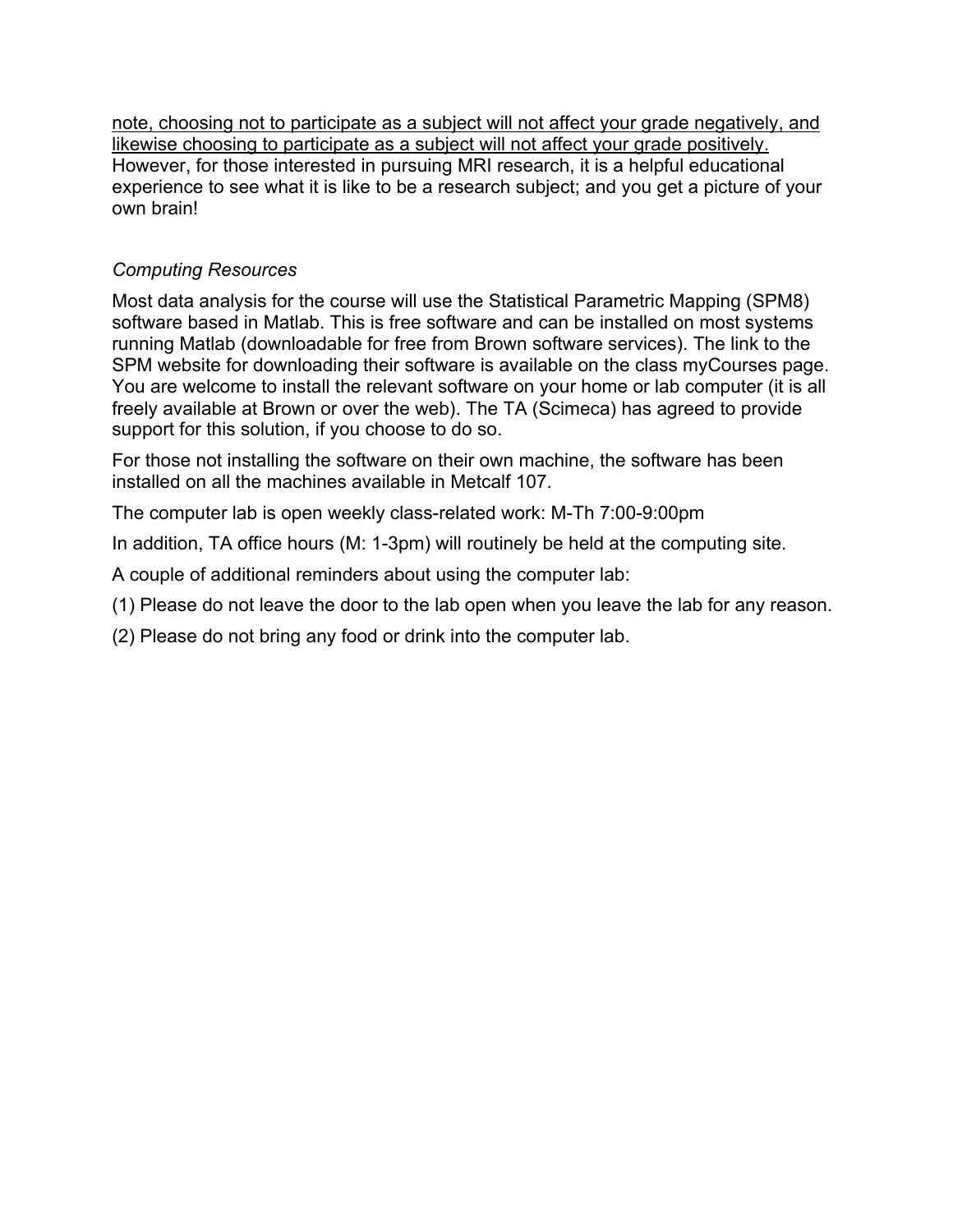<u>note, choosing not to participate as a subject will not affect your grade negatively, and likewise choosing to participate as a subject will not affect your grade positively.</u> However, for those interested in pursuing MRI research, it is a helpful educational experience to see what it is like to be a research subject; and you get a picture of your own brain!

*Computing Resources*

Most data analysis for the course will use the Statistical Parametric Mapping (SPM8) software based in Matlab. This is free software and can be installed on most systems running Matlab (downloadable for free from Brown software services). The link to the SPM website for downloading their software is available on the class myCourses page. You are welcome to install the relevant software on your home or lab computer (it is all freely available at Brown or over the web). The TA (Scimeca) has agreed to provide support for this solution, if you choose to do so.

For those not installing the software on their own machine, the software has been installed on all the machines available in Metcalf 107.

The computer lab is open weekly class-related work: M-Th 7:00-9:00pm

In addition, TA office hours (M: 1-3pm) will routinely be held at the computing site.

A couple of additional reminders about using the computer lab:

(1) Please do not leave the door to the lab open when you leave the lab for any reason.

(2) Please do not bring any food or drink into the computer lab.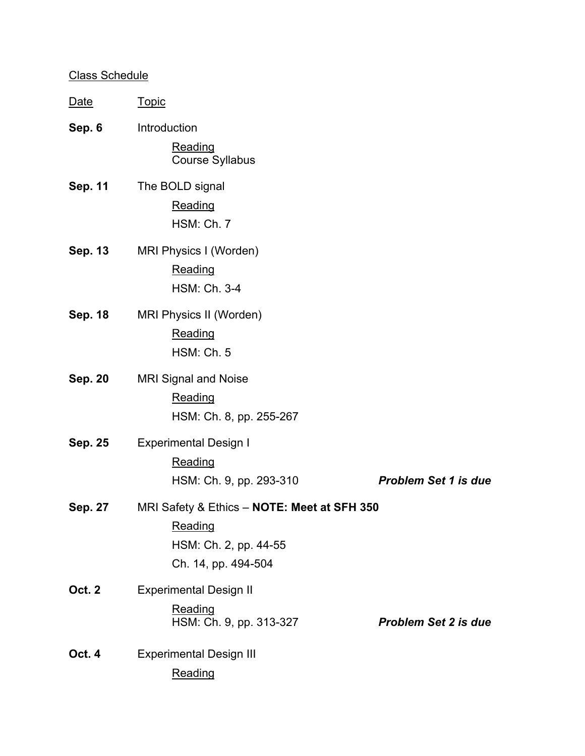Class Schedule

| Date | Topic | |
|---|---|---|
| **Sep. 6** | Introduction<br>Reading<br>Course Syllabus | |
| **Sep. 11** | The BOLD signal<br>Reading<br>HSM: Ch. 7 | |
| **Sep. 13** | MRI Physics I (Worden)<br>Reading<br>HSM: Ch. 3-4 | |
| **Sep. 18** | MRI Physics II (Worden)<br>Reading<br>HSM: Ch. 5 | |
| **Sep. 20** | MRI Signal and Noise<br>Reading<br>HSM: Ch. 8, pp. 255-267 | |
| **Sep. 25** | Experimental Design I<br>Reading<br>HSM: Ch. 9, pp. 293-310 | ***Problem Set 1 is due*** |
| **Sep. 27** | MRI Safety & Ethics – **NOTE: Meet at SFH 350**<br>Reading<br>HSM: Ch. 2, pp. 44-55<br>Ch. 14, pp. 494-504 | |
| **Oct. 2** | Experimental Design II<br>Reading<br>HSM: Ch. 9, pp. 313-327 | ***Problem Set 2 is due*** |
| **Oct. 4** | Experimental Design III<br>Reading | |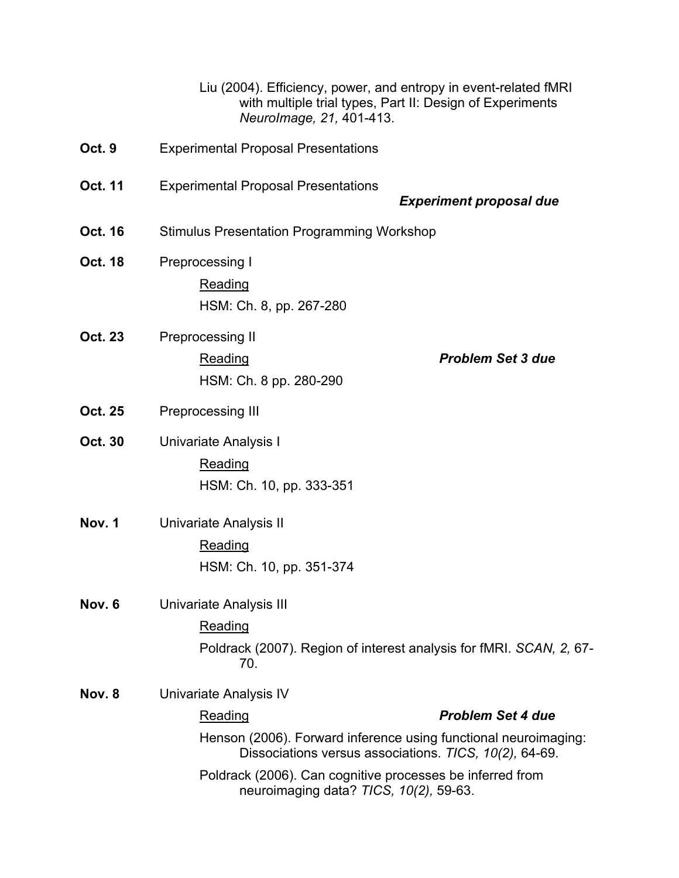Liu (2004). Efficiency, power, and entropy in event-related fMRI with multiple trial types, Part II: Design of Experiments *NeuroImage, 21,* 401-413.

**Oct. 9** Experimental Proposal Presentations

**Oct. 11** Experimental Proposal Presentations

***Experiment proposal due***

**Oct. 16** Stimulus Presentation Programming Workshop

**Oct. 18** Preprocessing I

<u>Reading</u>

HSM: Ch. 8, pp. 267-280

**Oct. 23** Preprocessing II

<u>Reading</u> ***Problem Set 3 due***

HSM: Ch. 8 pp. 280-290

**Oct. 25** Preprocessing III

**Oct. 30** Univariate Analysis I

<u>Reading</u>

HSM: Ch. 10, pp. 333-351

**Nov. 1** Univariate Analysis II

<u>Reading</u>

HSM: Ch. 10, pp. 351-374

**Nov. 6** Univariate Analysis III

<u>Reading</u>

Poldrack (2007). Region of interest analysis for fMRI. *SCAN, 2,* 67-70.

**Nov. 8** Univariate Analysis IV

<u>Reading</u> ***Problem Set 4 due***

Henson (2006). Forward inference using functional neuroimaging: Dissociations versus associations. *TICS, 10(2),* 64-69.

Poldrack (2006). Can cognitive processes be inferred from neuroimaging data? *TICS, 10(2),* 59-63.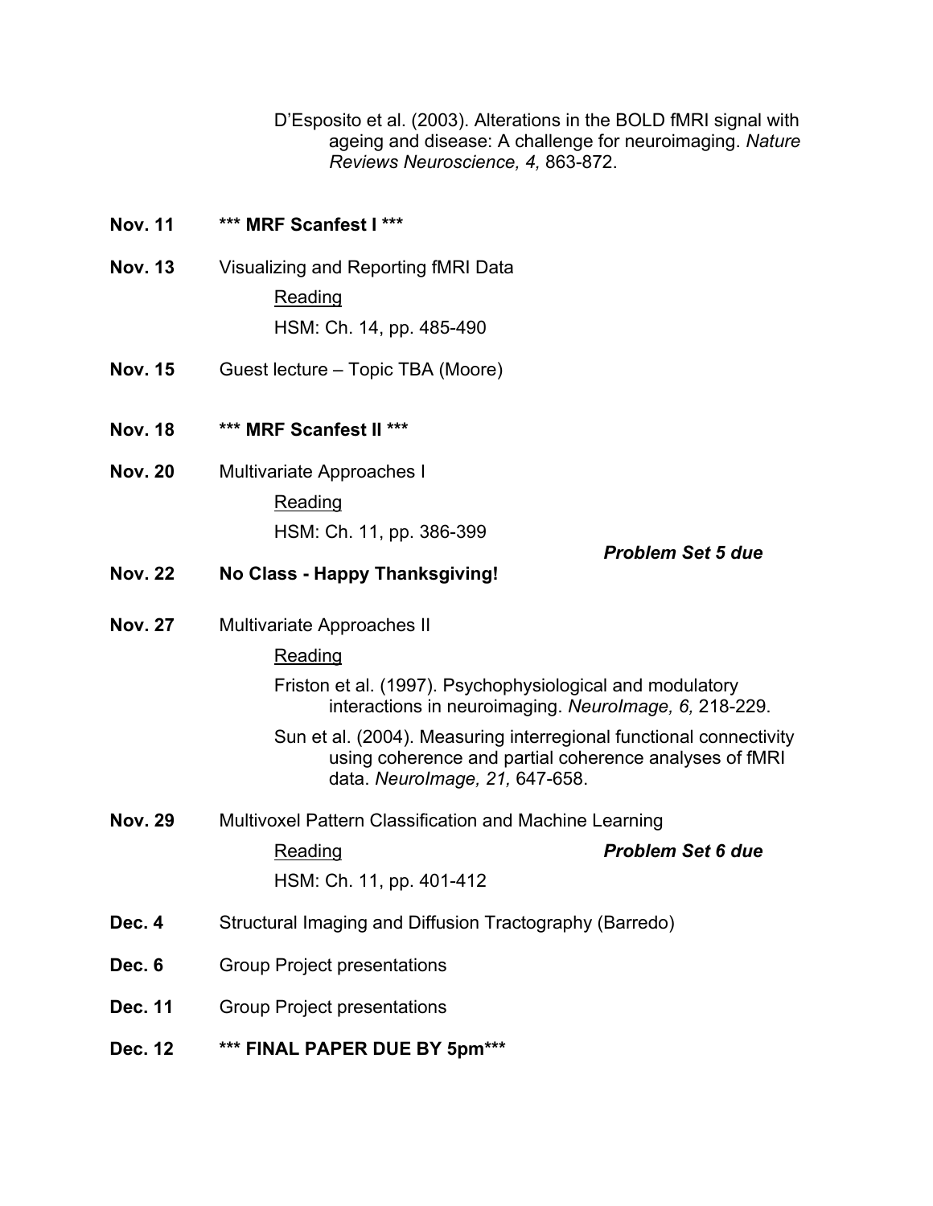D'Esposito et al. (2003). Alterations in the BOLD fMRI signal with ageing and disease: A challenge for neuroimaging. *Nature Reviews Neuroscience, 4,* 863-872.

**Nov. 11** **\*\*\* MRF Scanfest I \*\*\***

**Nov. 13** Visualizing and Reporting fMRI Data

Reading

HSM: Ch. 14, pp. 485-490

**Nov. 15** Guest lecture – Topic TBA (Moore)

**Nov. 18** **\*\*\* MRF Scanfest II \*\*\***

**Nov. 20** Multivariate Approaches I

Reading

HSM: Ch. 11, pp. 386-399

***Problem Set 5 due***

**Nov. 22** **No Class - Happy Thanksgiving!**

**Nov. 27** Multivariate Approaches II

Reading

Friston et al. (1997). Psychophysiological and modulatory interactions in neuroimaging. *NeuroImage, 6,* 218-229.

Sun et al. (2004). Measuring interregional functional connectivity using coherence and partial coherence analyses of fMRI data. *NeuroImage, 21,* 647-658.

**Nov. 29** Multivoxel Pattern Classification and Machine Learning

Reading

***Problem Set 6 due***

HSM: Ch. 11, pp. 401-412

**Dec. 4** Structural Imaging and Diffusion Tractography (Barredo)

**Dec. 6** Group Project presentations

**Dec. 11** Group Project presentations

**Dec. 12** **\*\*\* FINAL PAPER DUE BY 5pm\*\*\***